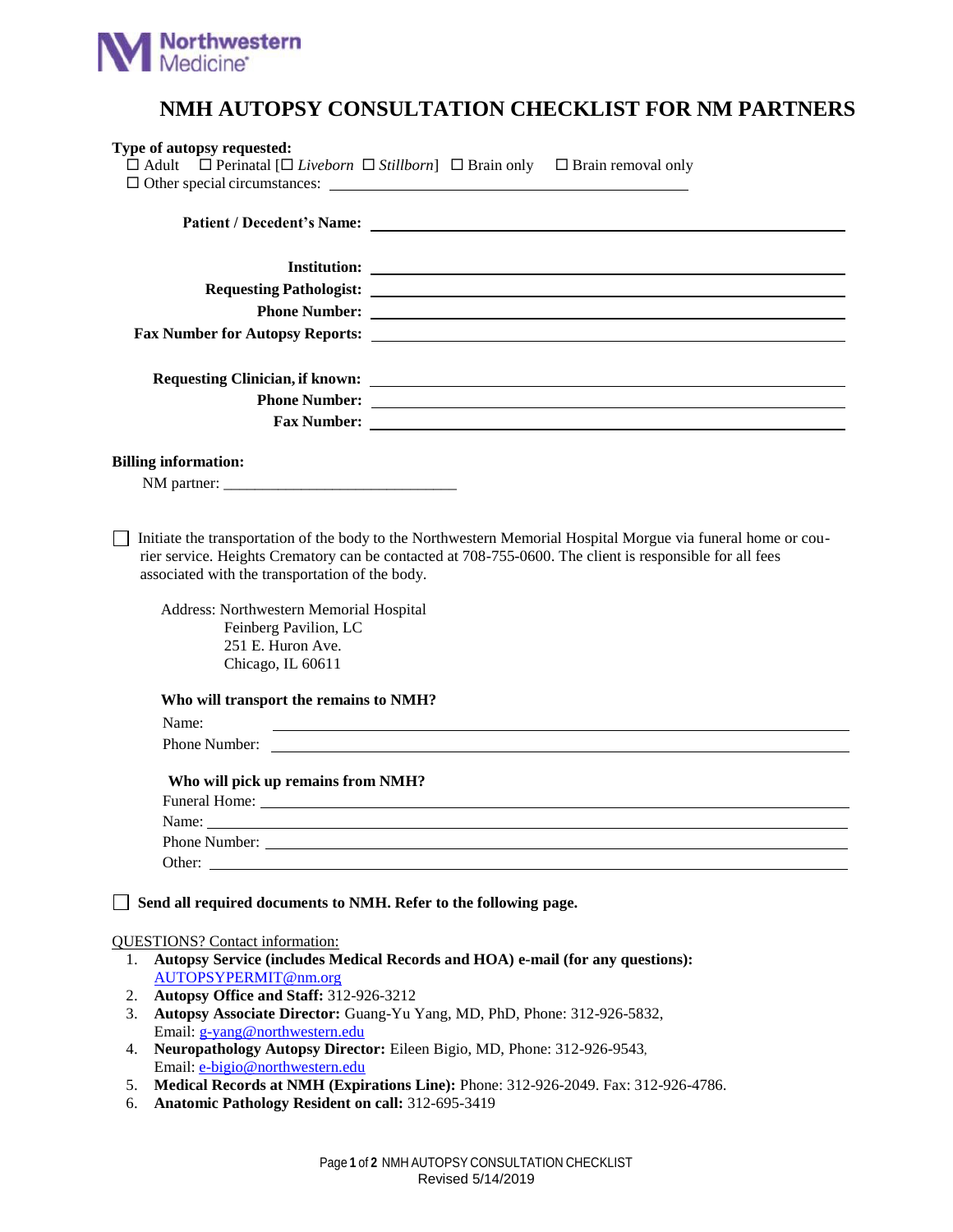Northwestern Medicine

# NMH AUTOPSY CONSULTATION CHECKLIST FOR NM PARTNERS

**Type of autopsy requested:**

☐ Adult ☐ Perinatal [☐ *Liveborn* ☐ *Stillborn*] ☐ Brain only ☐ Brain removal only

☐ Other special circumstances: ______________________________

**Patient / Decedent's Name:** ______________________________

**Institution:** ______________________________

**Requesting Pathologist:** ______________________________

**Phone Number:** ______________________________

**Fax Number for Autopsy Reports:** ______________________________

**Requesting Clinician, if known:** ______________________________

**Phone Number:** ______________________________

**Fax Number:** ______________________________

**Billing information:**

NM partner: ______________________________

☐ Initiate the transportation of the body to the Northwestern Memorial Hospital Morgue via funeral home or courier service. Heights Crematory can be contacted at 708-755-0600. The client is responsible for all fees associated with the transportation of the body.

Address: Northwestern Memorial Hospital
Feinberg Pavilion, LC
251 E. Huron Ave.
Chicago, IL 60611

**Who will transport the remains to NMH?**

Name: ______________________________

Phone Number: ______________________________

**Who will pick up remains from NMH?**

Funeral Home: ______________________________

Name: ______________________________

Phone Number: ______________________________

Other: ______________________________

☐ **Send all required documents to NMH. Refer to the following page.**

QUESTIONS? Contact information:

1. **Autopsy Service (includes Medical Records and HOA) e-mail (for any questions):** AUTOPSYPERMIT@nm.org
2. **Autopsy Office and Staff:** 312-926-3212
3. **Autopsy Associate Director:** Guang-Yu Yang, MD, PhD, Phone: 312-926-5832, Email: g-yang@northwestern.edu
4. **Neuropathology Autopsy Director:** Eileen Bigio, MD, Phone: 312-926-9543, Email: e-bigio@northwestern.edu
5. **Medical Records at NMH (Expirations Line):** Phone: 312-926-2049. Fax: 312-926-4786.
6. **Anatomic Pathology Resident on call:** 312-695-3419

Revised 5/14/2019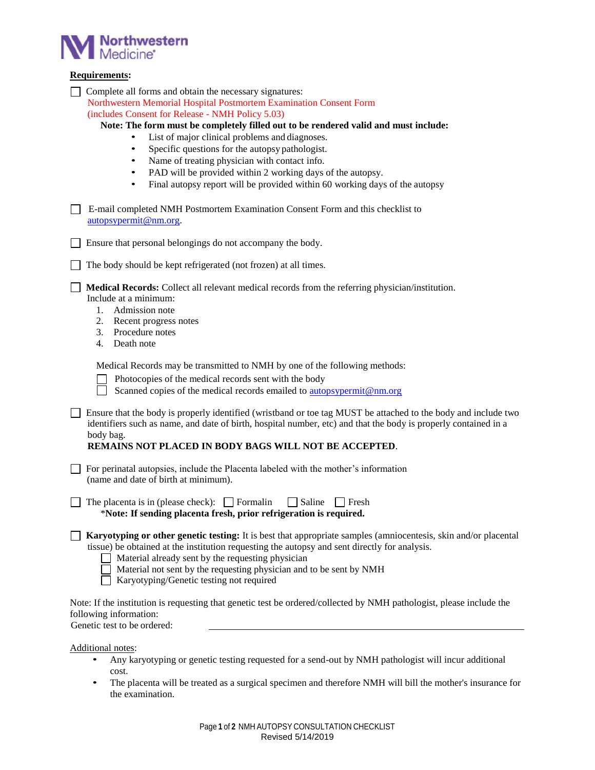Northwestern Medicine

**Requirements:**

- [ ] Complete all forms and obtain the necessary signatures:
  Northwestern Memorial Hospital Postmortem Examination Consent Form
  (includes Consent for Release - NMH Policy 5.03)
  **Note: The form must be completely filled out to be rendered valid and must include:**
  - List of major clinical problems and diagnoses.
  - Specific questions for the autopsy pathologist.
  - Name of treating physician with contact info.
  - PAD will be provided within 2 working days of the autopsy.
  - Final autopsy report will be provided within 60 working days of the autopsy

- [ ] E-mail completed NMH Postmortem Examination Consent Form and this checklist to autopsypermit@nm.org.

- [ ] Ensure that personal belongings do not accompany the body.

- [ ] The body should be kept refrigerated (not frozen) at all times.

- [ ] **Medical Records:** Collect all relevant medical records from the referring physician/institution. Include at a minimum:
  1. Admission note
  2. Recent progress notes
  3. Procedure notes
  4. Death note

  Medical Records may be transmitted to NMH by one of the following methods:
  - [ ] Photocopies of the medical records sent with the body
  - [ ] Scanned copies of the medical records emailed to autopsypermit@nm.org

- [ ] Ensure that the body is properly identified (wristband or toe tag MUST be attached to the body and include two identifiers such as name, and date of birth, hospital number, etc) and that the body is properly contained in a body bag.
  **REMAINS NOT PLACED IN BODY BAGS WILL NOT BE ACCEPTED**.

- [ ] For perinatal autopsies, include the Placenta labeled with the mother's information (name and date of birth at minimum).

- [ ] The placenta is in (please check): ☐ Formalin ☐ Saline ☐ Fresh
  \***Note: If sending placenta fresh, prior refrigeration is required.**

- [ ] **Karyotyping or other genetic testing:** It is best that appropriate samples (amniocentesis, skin and/or placental tissue) be obtained at the institution requesting the autopsy and sent directly for analysis.
  - [ ] Material already sent by the requesting physician
  - [ ] Material not sent by the requesting physician and to be sent by NMH
  - [ ] Karyotyping/Genetic testing not required

Note: If the institution is requesting that genetic test be ordered/collected by NMH pathologist, please include the following information:
Genetic test to be ordered: ______________________________

Additional notes:
- Any karyotyping or genetic testing requested for a send-out by NMH pathologist will incur additional cost.
- The placenta will be treated as a surgical specimen and therefore NMH will bill the mother's insurance for the examination.

NMH AUTOPSY CONSULTATION CHECKLIST
Revised 5/14/2019